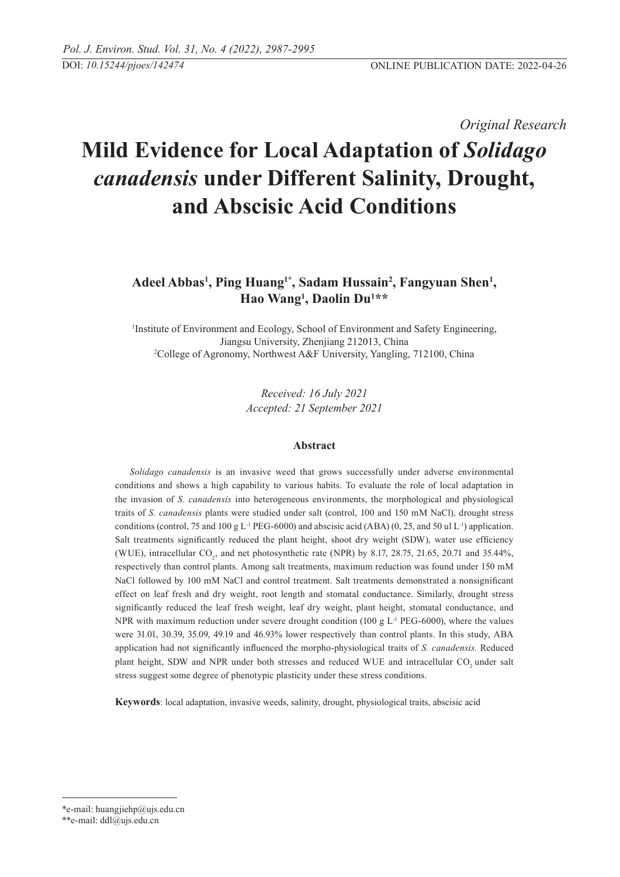DOI: *10.15244/pjoes/142474*

ONLINE PUBLICATION DATE: 2022-04-26

*Original Research*

# Mild Evidence for Local Adaptation of *Solidago canadensis* under Different Salinity, Drought, and Abscisic Acid Conditions

**Adeel Abbas[1], Ping Huang[1*], Sadam Hussain[2], Fangyuan Shen[1], Hao Wang[1], Daolin Du[1**]**

[1]Institute of Environment and Ecology, School of Environment and Safety Engineering, Jiangsu University, Zhenjiang 212013, China

[2]College of Agronomy, Northwest A&F University, Yangling, 712100, China

*Received: 16 July 2021*
*Accepted: 21 September 2021*

## Abstract

*Solidago canadensis* is an invasive weed that grows successfully under adverse environmental conditions and shows a high capability to various habits. To evaluate the role of local adaptation in the invasion of *S. canadensis* into heterogeneous environments, the morphological and physiological traits of *S. canadensis* plants were studied under salt (control, 100 and 150 mM NaCl), drought stress conditions (control, 75 and 100 g $L^{-1}$ PEG-6000) and abscisic acid (ABA) (0, 25, and 50 ul $L^{-1}$) application. Salt treatments significantly reduced the plant height, shoot dry weight (SDW), water use efficiency (WUE), intracellular $CO_2$, and net photosynthetic rate (NPR) by 8.17, 28.75, 21.65, 20.71 and 35.44%, respectively than control plants. Among salt treatments, maximum reduction was found under 150 mM NaCl followed by 100 mM NaCl and control treatment. Salt treatments demonstrated a nonsignificant effect on leaf fresh and dry weight, root length and stomatal conductance. Similarly, drought stress significantly reduced the leaf fresh weight, leaf dry weight, plant height, stomatal conductance, and NPR with maximum reduction under severe drought condition (100 g $L^{-1}$ PEG-6000), where the values were 31.01, 30.39, 35.09, 49.19 and 46.93% lower respectively than control plants. In this study, ABA application had not significantly influenced the morpho-physiological traits of *S. canadensis.* Reduced plant height, SDW and NPR under both stresses and reduced WUE and intracellular $CO_2$ under salt stress suggest some degree of phenotypic plasticity under these stress conditions.

**Keywords**: local adaptation, invasive weeds, salinity, drought, physiological traits, abscisic acid

*e-mail: huangjiehp@ujs.edu.cn

**e-mail: ddl@ujs.edu.cn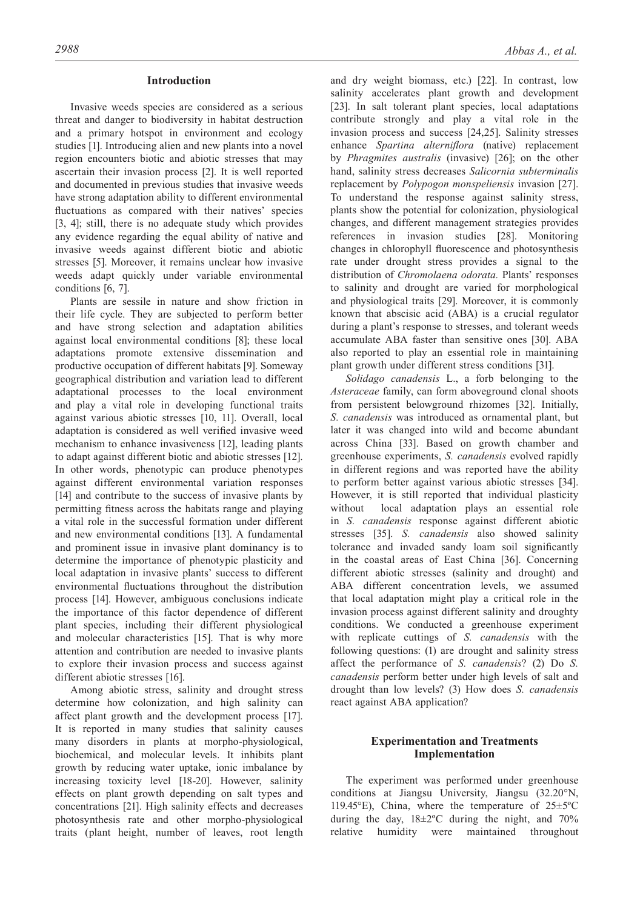## Introduction

Invasive weeds species are considered as a serious threat and danger to biodiversity in habitat destruction and a primary hotspot in environment and ecology studies [1]. Introducing alien and new plants into a novel region encounters biotic and abiotic stresses that may ascertain their invasion process [2]. It is well reported and documented in previous studies that invasive weeds have strong adaptation ability to different environmental fluctuations as compared with their natives' species [3, 4]; still, there is no adequate study which provides any evidence regarding the equal ability of native and invasive weeds against different biotic and abiotic stresses [5]. Moreover, it remains unclear how invasive weeds adapt quickly under variable environmental conditions [6, 7].

Plants are sessile in nature and show friction in their life cycle. They are subjected to perform better and have strong selection and adaptation abilities against local environmental conditions [8]; these local adaptations promote extensive dissemination and productive occupation of different habitats [9]. Someway geographical distribution and variation lead to different adaptational processes to the local environment and play a vital role in developing functional traits against various abiotic stresses [10, 11]. Overall, local adaptation is considered as well verified invasive weed mechanism to enhance invasiveness [12], leading plants to adapt against different biotic and abiotic stresses [12]. In other words, phenotypic can produce phenotypes against different environmental variation responses [14] and contribute to the success of invasive plants by permitting fitness across the habitats range and playing a vital role in the successful formation under different and new environmental conditions [13]. A fundamental and prominent issue in invasive plant dominancy is to determine the importance of phenotypic plasticity and local adaptation in invasive plants' success to different environmental fluctuations throughout the distribution process [14]. However, ambiguous conclusions indicate the importance of this factor dependence of different plant species, including their different physiological and molecular characteristics [15]. That is why more attention and contribution are needed to invasive plants to explore their invasion process and success against different abiotic stresses [16].

Among abiotic stress, salinity and drought stress determine how colonization, and high salinity can affect plant growth and the development process [17]. It is reported in many studies that salinity causes many disorders in plants at morpho-physiological, biochemical, and molecular levels. It inhibits plant growth by reducing water uptake, ionic imbalance by increasing toxicity level [18-20]. However, salinity effects on plant growth depending on salt types and concentrations [21]. High salinity effects and decreases photosynthesis rate and other morpho-physiological traits (plant height, number of leaves, root length and dry weight biomass, etc.) [22]. In contrast, low salinity accelerates plant growth and development [23]. In salt tolerant plant species, local adaptations contribute strongly and play a vital role in the invasion process and success [24,25]. Salinity stresses enhance *Spartina alterniflora* (native) replacement by *Phragmites australis* (invasive) [26]; on the other hand, salinity stress decreases *Salicornia subterminalis* replacement by *Polypogon monspeliensis* invasion [27]. To understand the response against salinity stress, plants show the potential for colonization, physiological changes, and different management strategies provides references in invasion studies [28]. Monitoring changes in chlorophyll fluorescence and photosynthesis rate under drought stress provides a signal to the distribution of *Chromolaena odorata.* Plants' responses to salinity and drought are varied for morphological and physiological traits [29]. Moreover, it is commonly known that abscisic acid (ABA) is a crucial regulator during a plant's response to stresses, and tolerant weeds accumulate ABA faster than sensitive ones [30]. ABA also reported to play an essential role in maintaining plant growth under different stress conditions [31].

*Solidago canadensis* L., a forb belonging to the *Asteraceae* family, can form aboveground clonal shoots from persistent belowground rhizomes [32]. Initially, *S. canadensis* was introduced as ornamental plant, but later it was changed into wild and become abundant across China [33]. Based on growth chamber and greenhouse experiments, *S. canadensis* evolved rapidly in different regions and was reported have the ability to perform better against various abiotic stresses [34]. However, it is still reported that individual plasticity without local adaptation plays an essential role in *S. canadensis* response against different abiotic stresses [35]. *S. canadensis* also showed salinity tolerance and invaded sandy loam soil significantly in the coastal areas of East China [36]. Concerning different abiotic stresses (salinity and drought) and ABA different concentration levels, we assumed that local adaptation might play a critical role in the invasion process against different salinity and droughty conditions. We conducted a greenhouse experiment with replicate cuttings of *S. canadensis* with the following questions: (1) are drought and salinity stress affect the performance of *S. canadensis*? (2) Do *S. canadensis* perform better under high levels of salt and drought than low levels? (3) How does *S. canadensis* react against ABA application?

## Experimentation and Treatments Implementation

The experiment was performed under greenhouse conditions at Jiangsu University, Jiangsu (32.20°N, 119.45°E), China, where the temperature of 25±5ºC during the day, 18±2ºC during the night, and 70% relative humidity were maintained throughout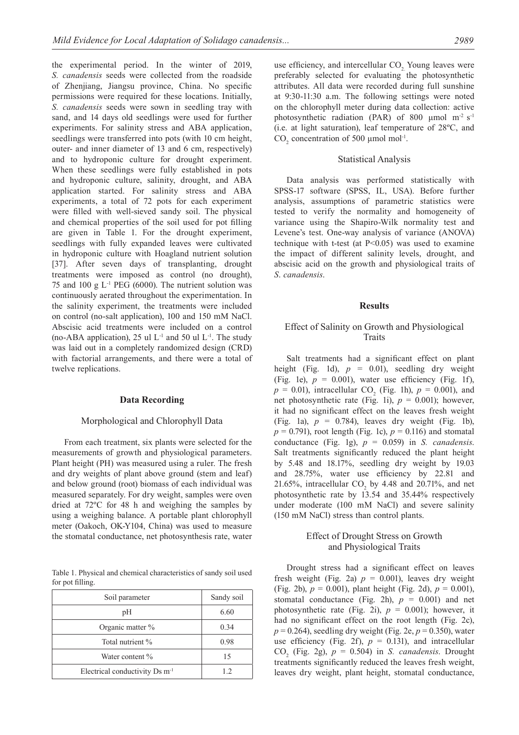the experimental period. In the winter of 2019, *S. canadensis* seeds were collected from the roadside of Zhenjiang, Jiangsu province, China. No specific permissions were required for these locations. Initially, *S. canadensis* seeds were sown in seedling tray with sand, and 14 days old seedlings were used for further experiments. For salinity stress and ABA application, seedlings were transferred into pots (with 10 cm height, outer- and inner diameter of 13 and 6 cm, respectively) and to hydroponic culture for drought experiment. When these seedlings were fully established in pots and hydroponic culture, salinity, drought, and ABA application started. For salinity stress and ABA experiments, a total of 72 pots for each experiment were filled with well-sieved sandy soil. The physical and chemical properties of the soil used for pot filling are given in Table 1. For the drought experiment, seedlings with fully expanded leaves were cultivated in hydroponic culture with Hoagland nutrient solution [37]. After seven days of transplanting, drought treatments were imposed as control (no drought), 75 and 100 g $L^{-1}$ PEG (6000). The nutrient solution was continuously aerated throughout the experimentation. In the salinity experiment, the treatments were included on control (no-salt application), 100 and 150 mM NaCl. Abscisic acid treatments were included on a control (no-ABA application), 25 ul $L^{-1}$ and 50 ul $L^{-1}$. The study was laid out in a completely randomized design (CRD) with factorial arrangements, and there were a total of twelve replications.

## Data Recording

### Morphological and Chlorophyll Data

From each treatment, six plants were selected for the measurements of growth and physiological parameters. Plant height (PH) was measured using a ruler. The fresh and dry weights of plant above ground (stem and leaf) and below ground (root) biomass of each individual was measured separately. For dry weight, samples were oven dried at 72ºC for 48 h and weighing the samples by using a weighing balance. A portable plant chlorophyll meter (Oakoch, OK-Y104, China) was used to measure the stomatal conductance, net photosynthesis rate, water use efficiency, and intercellular $CO_2$. Young leaves were preferably selected for evaluating the photosynthetic attributes. All data were recorded during full sunshine at 9:30-11:30 a.m. The following settings were noted on the chlorophyll meter during data collection: active photosynthetic radiation (PAR) of 800 μmol $m^{-2}$ $s^{-1}$ (i.e. at light saturation), leaf temperature of 28ºC, and $CO_2$ concentration of 500 μmol $mol^{-1}$.

Table 1. Physical and chemical characteristics of sandy soil used for pot filling.

| Soil parameter | Sandy soil |
|---|---|
| pH | 6.60 |
| Organic matter % | 0.34 |
| Total nutrient % | 0.98 |
| Water content % | 15 |
| Electrical conductivity Ds $m^{-1}$ | 1.2 |

### Statistical Analysis

Data analysis was performed statistically with SPSS-17 software (SPSS, IL, USA). Before further analysis, assumptions of parametric statistics were tested to verify the normality and homogeneity of variance using the Shapiro-Wilk normality test and Levene's test. One-way analysis of variance (ANOVA) technique with t-test (at $P<0.05$) was used to examine the impact of different salinity levels, drought, and abscisic acid on the growth and physiological traits of *S. canadensis*.

## Results

### Effect of Salinity on Growth and Physiological Traits

Salt treatments had a significant effect on plant height (Fig. 1d), $p = 0.01$), seedling dry weight (Fig. 1e), $p = 0.001$), water use efficiency (Fig. 1f), $p = 0.01$), intracellular $CO_2$ (Fig. 1h), $p = 0.001$), and net photosynthetic rate (Fig. 1i), $p = 0.001$); however, it had no significant effect on the leaves fresh weight (Fig. 1a), $p = 0.784$), leaves dry weight (Fig. 1b), $p = 0.791$), root length (Fig. 1c), $p = 0.116$) and stomatal conductance (Fig. 1g), $p = 0.059$) in *S. canadensis*. Salt treatments significantly reduced the plant height by 5.48 and 18.17%, seedling dry weight by 19.03 and 28.75%, water use efficiency by 22.81 and 21.65%, intracellular $CO_2$ by 4.48 and 20.71%, and net photosynthetic rate by 13.54 and 35.44% respectively under moderate (100 mM NaCl) and severe salinity (150 mM NaCl) stress than control plants.

### Effect of Drought Stress on Growth and Physiological Traits

Drought stress had a significant effect on leaves fresh weight (Fig. 2a) $p = 0.001$), leaves dry weight (Fig. 2b), $p = 0.001$), plant height (Fig. 2d), $p = 0.001$), stomatal conductance (Fig. 2h), $p = 0.001$) and net photosynthetic rate (Fig. 2i), $p = 0.001$); however, it had no significant effect on the root length (Fig. 2c), $p = 0.264$), seedling dry weight (Fig. 2e, $p = 0.350$), water use efficiency (Fig. 2f), $p = 0.131$), and intracellular $CO_2$ (Fig. 2g), $p = 0.504$) in *S. canadensis*. Drought treatments significantly reduced the leaves fresh weight, leaves dry weight, plant height, stomatal conductance,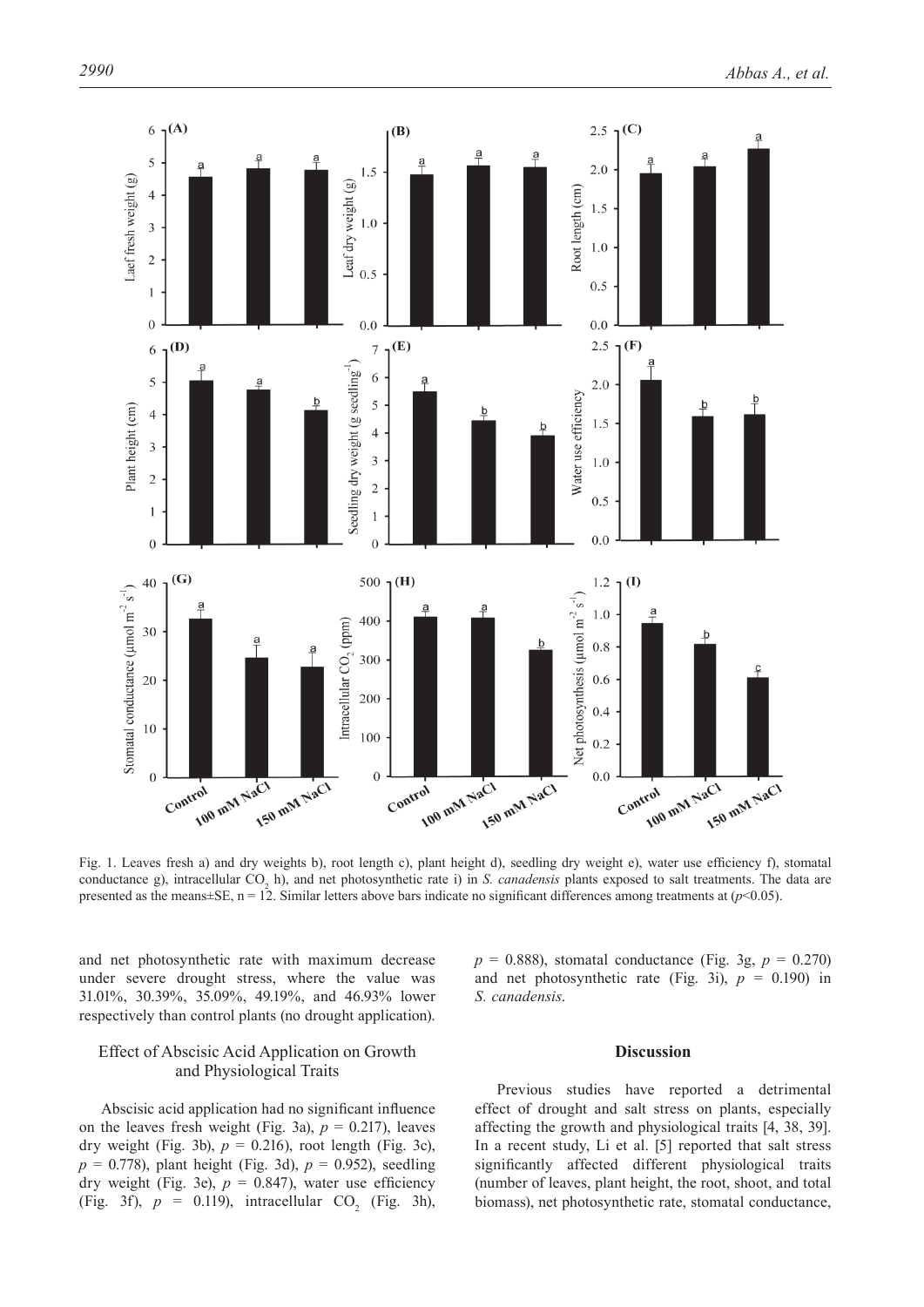Fig. 1. Leaves fresh a) and dry weights b), root length c), plant height d), seedling dry weight e), water use efficiency f), stomatal conductance g), intracellular $CO_2$ h), and net photosynthetic rate i) in *S. canadensis* plants exposed to salt treatments. The data are presented as the means±SE, n = 12. Similar letters above bars indicate no significant differences among treatments at ($p$<0.05).

and net photosynthetic rate with maximum decrease under severe drought stress, where the value was 31.01%, 30.39%, 35.09%, 49.19%, and 46.93% lower respectively than control plants (no drought application).

### Effect of Abscisic Acid Application on Growth and Physiological Traits

Abscisic acid application had no significant influence on the leaves fresh weight (Fig. 3a), $p$ = 0.217), leaves dry weight (Fig. 3b), $p$ = 0.216), root length (Fig. 3c), $p$ = 0.778), plant height (Fig. 3d), $p$ = 0.952), seedling dry weight (Fig. 3e), $p$ = 0.847), water use efficiency (Fig. 3f), $p$ = 0.119), intracellular $CO_2$ (Fig. 3h), $p$ = 0.888), stomatal conductance (Fig. 3g, $p$ = 0.270) and net photosynthetic rate (Fig. 3i), $p$ = 0.190) in *S. canadensis*.

## Discussion

Previous studies have reported a detrimental effect of drought and salt stress on plants, especially affecting the growth and physiological traits [4, 38, 39]. In a recent study, Li et al. [5] reported that salt stress significantly affected different physiological traits (number of leaves, plant height, the root, shoot, and total biomass), net photosynthetic rate, stomatal conductance,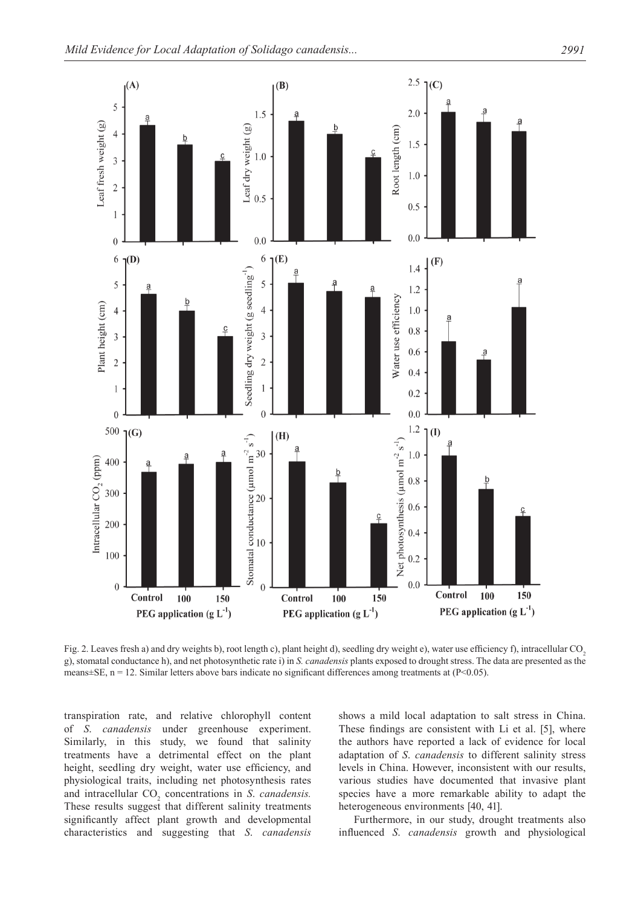Fig. 2. Leaves fresh a) and dry weights b), root length c), plant height d), seedling dry weight e), water use efficiency f), intracellular $CO_2$ g), stomatal conductance h), and net photosynthetic rate i) in *S. canadensis* plants exposed to drought stress. The data are presented as the means±SE, n = 12. Similar letters above bars indicate no significant differences among treatments at (P<0.05).

transpiration rate, and relative chlorophyll content of *S. canadensis* under greenhouse experiment. Similarly, in this study, we found that salinity treatments have a detrimental effect on the plant height, seedling dry weight, water use efficiency, and physiological traits, including net photosynthesis rates and intracellular $CO_2$ concentrations in *S. canadensis.* These results suggest that different salinity treatments significantly affect plant growth and developmental characteristics and suggesting that *S. canadensis* shows a mild local adaptation to salt stress in China. These findings are consistent with Li et al. [5], where the authors have reported a lack of evidence for local adaptation of *S. canadensis* to different salinity stress levels in China. However, inconsistent with our results, various studies have documented that invasive plant species have a more remarkable ability to adapt the heterogeneous environments [40, 41].

Furthermore, in our study, drought treatments also influenced *S. canadensis* growth and physiological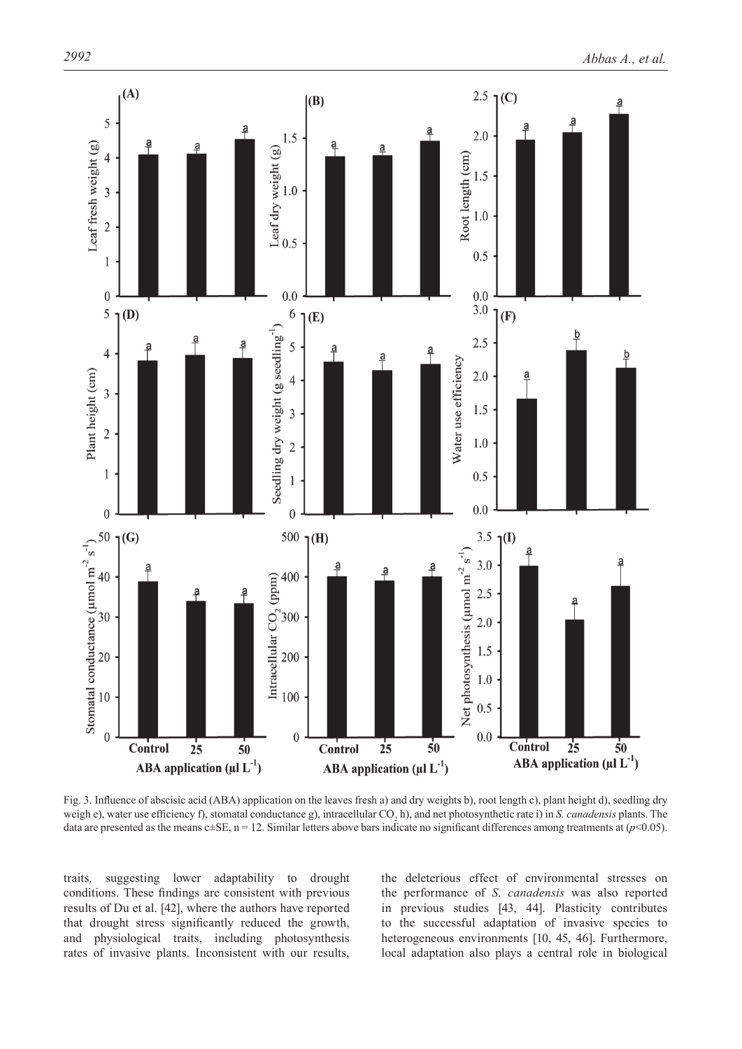Fig. 3. Influence of abscisic acid (ABA) application on the leaves fresh a) and dry weights b), root length c), plant height d), seedling dry weigh e), water use efficiency f), stomatal conductance g), intracellular $CO_2$ h), and net photosynthetic rate i) in *S. canadensis* plants. The data are presented as the means c±SE, n = 12. Similar letters above bars indicate no significant differences among treatments at ($p$<0.05).

traits, suggesting lower adaptability to drought conditions. These findings are consistent with previous results of Du et al. [42], where the authors have reported that drought stress significantly reduced the growth, and physiological traits, including photosynthesis rates of invasive plants. Inconsistent with our results, the deleterious effect of environmental stresses on the performance of *S. canadensis* was also reported in previous studies [43, 44]. Plasticity contributes to the successful adaptation of invasive species to heterogeneous environments [10, 45, 46]. Furthermore, local adaptation also plays a central role in biological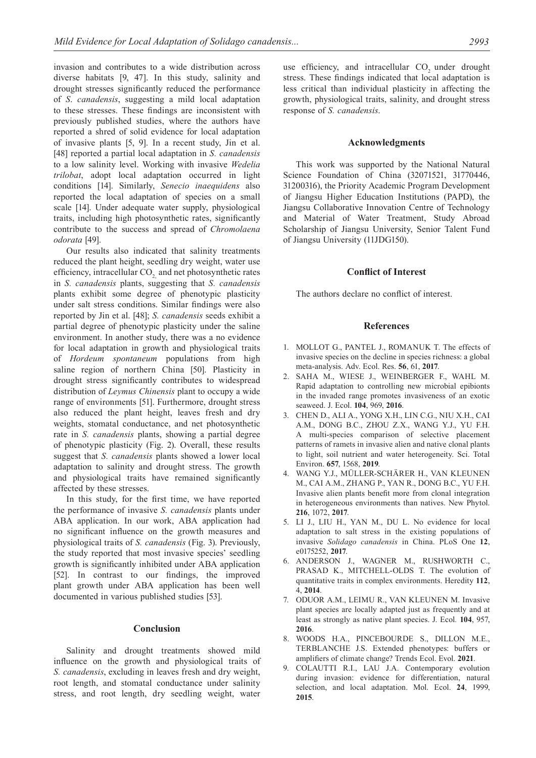invasion and contributes to a wide distribution across diverse habitats [9, 47]. In this study, salinity and drought stresses significantly reduced the performance of *S. canadensis*, suggesting a mild local adaptation to these stresses. These findings are inconsistent with previously published studies, where the authors have reported a shred of solid evidence for local adaptation of invasive plants [5, 9]. In a recent study, Jin et al. [48] reported a partial local adaptation in *S. canadensis* to a low salinity level. Working with invasive *Wedelia trilobat*, adopt local adaptation occurred in light conditions [14]. Similarly, *Senecio inaequidens* also reported the local adaptation of species on a small scale [14]. Under adequate water supply, physiological traits, including high photosynthetic rates, significantly contribute to the success and spread of *Chromolaena odorata* [49].

Our results also indicated that salinity treatments reduced the plant height, seedling dry weight, water use efficiency, intracellular $CO_2$, and net photosynthetic rates in *S. canadensis* plants, suggesting that *S. canadensis* plants exhibit some degree of phenotypic plasticity under salt stress conditions. Similar findings were also reported by Jin et al. [48]; *S. canadensis* seeds exhibit a partial degree of phenotypic plasticity under the saline environment. In another study, there was a no evidence for local adaptation in growth and physiological traits of *Hordeum spontaneum* populations from high saline region of northern China [50]. Plasticity in drought stress significantly contributes to widespread distribution of *Leymus Chinensis* plant to occupy a wide range of environments [51]. Furthermore, drought stress also reduced the plant height, leaves fresh and dry weights, stomatal conductance, and net photosynthetic rate in *S. canadensis* plants, showing a partial degree of phenotypic plasticity (Fig. 2). Overall, these results suggest that *S. canadensis* plants showed a lower local adaptation to salinity and drought stress. The growth and physiological traits have remained significantly affected by these stresses.

In this study, for the first time, we have reported the performance of invasive *S. canadensis* plants under ABA application. In our work, ABA application had no significant influence on the growth measures and physiological traits of *S. canadensis* (Fig. 3). Previously, the study reported that most invasive species' seedling growth is significantly inhibited under ABA application [52]. In contrast to our findings, the improved plant growth under ABA application has been well documented in various published studies [53].

## Conclusion

Salinity and drought treatments showed mild influence on the growth and physiological traits of *S. canadensis*, excluding in leaves fresh and dry weight, root length, and stomatal conductance under salinity stress, and root length, dry seedling weight, water use efficiency, and intracellular $CO_2$ under drought stress. These findings indicated that local adaptation is less critical than individual plasticity in affecting the growth, physiological traits, salinity, and drought stress response of *S. canadensis*.

## Acknowledgments

This work was supported by the National Natural Science Foundation of China (32071521, 31770446, 31200316), the Priority Academic Program Development of Jiangsu Higher Education Institutions (PAPD), the Jiangsu Collaborative Innovation Centre of Technology and Material of Water Treatment, Study Abroad Scholarship of Jiangsu University, Senior Talent Fund of Jiangsu University (11JDG150).

## Conflict of Interest

The authors declare no conflict of interest.

## References

1. MOLLOT G., PANTEL J., ROMANUK T. The effects of invasive species on the decline in species richness: a global meta-analysis. Adv. Ecol. Res. **56**, 61, **2017**.
2. SAHA M., WIESE J., WEINBERGER F., WAHL M. Rapid adaptation to controlling new microbial epibionts in the invaded range promotes invasiveness of an exotic seaweed. J. Ecol. **104**, 969, **2016**.
3. CHEN D., ALI A., YONG X.H., LIN C.G., NIU X.H., CAI A.M., DONG B.C., ZHOU Z.X., WANG Y.J., YU F.H. A multi-species comparison of selective placement patterns of ramets in invasive alien and native clonal plants to light, soil nutrient and water heterogeneity. Sci. Total Environ. **657**, 1568, **2019**.
4. WANG Y.J., MÜLLER-SCHÄRER H., VAN KLEUNEN M., CAI A.M., ZHANG P., YAN R., DONG B.C., YU F.H. Invasive alien plants benefit more from clonal integration in heterogeneous environments than natives. New Phytol. **216**, 1072, **2017**.
5. LI J., LIU H., YAN M., DU L. No evidence for local adaptation to salt stress in the existing populations of invasive *Solidago canadensis* in China. PLoS One **12**, e0175252, **2017**.
6. ANDERSON J., WAGNER M., RUSHWORTH C., PRASAD K., MITCHELL-OLDS T. The evolution of quantitative traits in complex environments. Heredity **112**, 4, **2014**.
7. ODUOR A.M., LEIMU R., VAN KLEUNEN M. Invasive plant species are locally adapted just as frequently and at least as strongly as native plant species. J. Ecol. **104**, 957, **2016**.
8. WOODS H.A., PINCEBOURDE S., DILLON M.E., TERBLANCHE J.S. Extended phenotypes: buffers or amplifiers of climate change? Trends Ecol. Evol. **2021**.
9. COLAUTTI R.I., LAU J.A. Contemporary evolution during invasion: evidence for differentiation, natural selection, and local adaptation. Mol. Ecol. **24**, 1999, **2015**.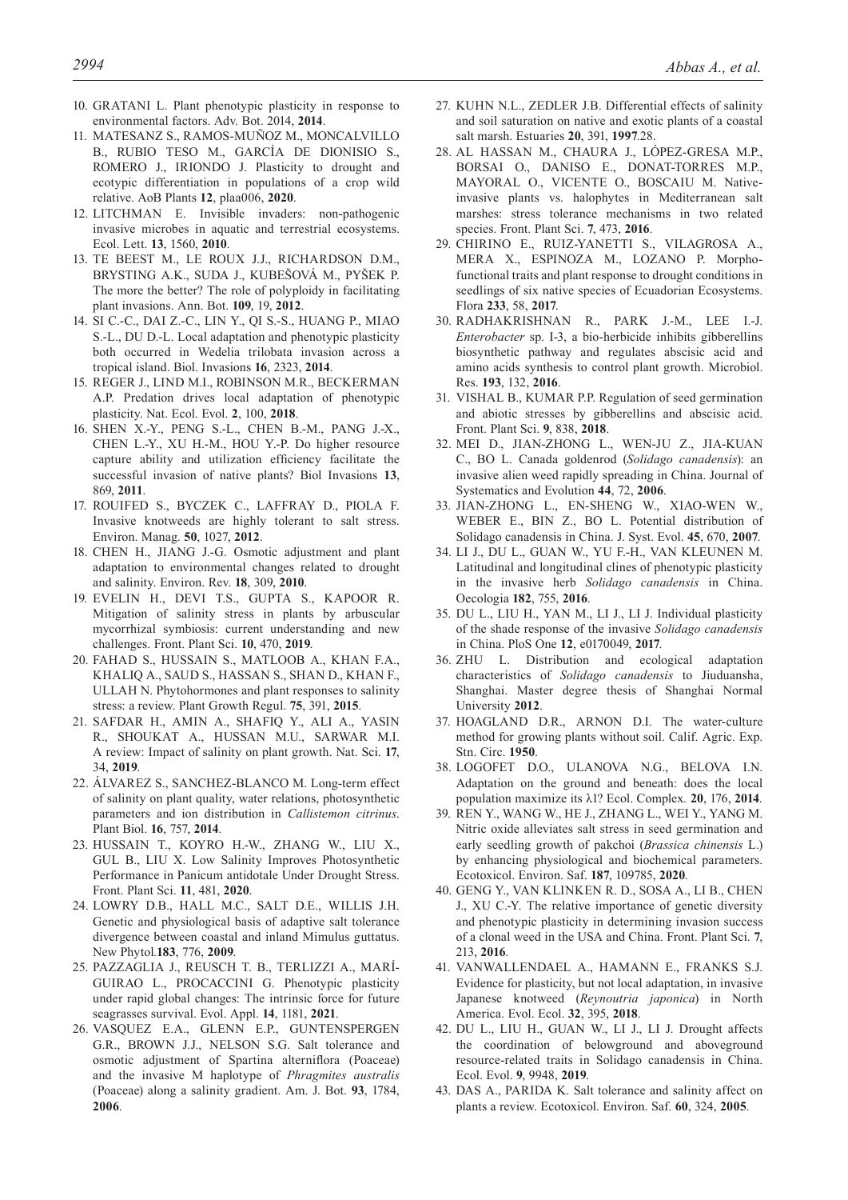10. GRATANI L. Plant phenotypic plasticity in response to environmental factors. Adv. Bot. 2014, **2014**.
11. MATESANZ S., RAMOS-MUÑOZ M., MONCALVILLO B., RUBIO TESO M., GARCÍA DE DIONISIO S., ROMERO J., IRIONDO J. Plasticity to drought and ecotypic differentiation in populations of a crop wild relative. AoB Plants **12**, plaa006, **2020**.
12. LITCHMAN E. Invisible invaders: non-pathogenic invasive microbes in aquatic and terrestrial ecosystems. Ecol. Lett. **13**, 1560, **2010**.
13. TE BEEST M., LE ROUX J.J., RICHARDSON D.M., BRYSTING A.K., SUDA J., KUBEŠOVÁ M., PYŠEK P. The more the better? The role of polyploidy in facilitating plant invasions. Ann. Bot. **109**, 19, **2012**.
14. SI C.-C., DAI Z.-C., LIN Y., QI S.-S., HUANG P., MIAO S.-L., DU D.-L. Local adaptation and phenotypic plasticity both occurred in Wedelia trilobata invasion across a tropical island. Biol. Invasions **16**, 2323, **2014**.
15. REGER J., LIND M.I., ROBINSON M.R., BECKERMAN A.P. Predation drives local adaptation of phenotypic plasticity. Nat. Ecol. Evol. **2**, 100, **2018**.
16. SHEN X.-Y., PENG S.-L., CHEN B.-M., PANG J.-X., CHEN L.-Y., XU H.-M., HOU Y.-P. Do higher resource capture ability and utilization efficiency facilitate the successful invasion of native plants? Biol Invasions **13**, 869, **2011**.
17. ROUIFED S., BYCZEK C., LAFFRAY D., PIOLA F. Invasive knotweeds are highly tolerant to salt stress. Environ. Manag. **50**, 1027, **2012**.
18. CHEN H., JIANG J.-G. Osmotic adjustment and plant adaptation to environmental changes related to drought and salinity. Environ. Rev. **18**, 309, **2010**.
19. EVELIN H., DEVI T.S., GUPTA S., KAPOOR R. Mitigation of salinity stress in plants by arbuscular mycorrhizal symbiosis: current understanding and new challenges. Front. Plant Sci. **10**, 470, **2019**.
20. FAHAD S., HUSSAIN S., MATLOOB A., KHAN F.A., KHALIQ A., SAUD S., HASSAN S., SHAN D., KHAN F., ULLAH N. Phytohormones and plant responses to salinity stress: a review. Plant Growth Regul. **75**, 391, **2015**.
21. SAFDAR H., AMIN A., SHAFIQ Y., ALI A., YASIN R., SHOUKAT A., HUSSAN M.U., SARWAR M.I. A review: Impact of salinity on plant growth. Nat. Sci. **17**, 34, **2019**.
22. ÁLVAREZ S., SANCHEZ-BLANCO M. Long-term effect of salinity on plant quality, water relations, photosynthetic parameters and ion distribution in *Callistemon citrinus*. Plant Biol. **16**, 757, **2014**.
23. HUSSAIN T., KOYRO H.-W., ZHANG W., LIU X., GUL B., LIU X. Low Salinity Improves Photosynthetic Performance in Panicum antidotale Under Drought Stress. Front. Plant Sci. **11**, 481, **2020**.
24. LOWRY D.B., HALL M.C., SALT D.E., WILLIS J.H. Genetic and physiological basis of adaptive salt tolerance divergence between coastal and inland Mimulus guttatus. New Phytol.**183**, 776, **2009**.
25. PAZZAGLIA J., REUSCH T. B., TERLIZZI A., MARÍ-GUIRAO L., PROCACCINI G. Phenotypic plasticity under rapid global changes: The intrinsic force for future seagrasses survival. Evol. Appl. **14**, 1181, **2021**.
26. VASQUEZ E.A., GLENN E.P., GUNTENSPERGEN G.R., BROWN J.J., NELSON S.G. Salt tolerance and osmotic adjustment of Spartina alterniflora (Poaceae) and the invasive M haplotype of *Phragmites australis* (Poaceae) along a salinity gradient. Am. J. Bot. **93**, 1784, **2006**.
27. KUHN N.L., ZEDLER J.B. Differential effects of salinity and soil saturation on native and exotic plants of a coastal salt marsh. Estuaries **20**, 391, **1997**.28.
28. AL HASSAN M., CHAURA J., LÓPEZ-GRESA M.P., BORSAI O., DANISO E., DONAT-TORRES M.P., MAYORAL O., VICENTE O., BOSCAIU M. Native-invasive plants vs. halophytes in Mediterranean salt marshes: stress tolerance mechanisms in two related species. Front. Plant Sci. **7**, 473, **2016**.
29. CHIRINO E., RUIZ-YANETTI S., VILAGROSA A., MERA X., ESPINOZA M., LOZANO P. Morpho-functional traits and plant response to drought conditions in seedlings of six native species of Ecuadorian Ecosystems. Flora **233**, 58, **2017**.
30. RADHAKRISHNAN R., PARK J.-M., LEE I.-J. *Enterobacter* sp. I-3, a bio-herbicide inhibits gibberellins biosynthetic pathway and regulates abscisic acid and amino acids synthesis to control plant growth. Microbiol. Res. **193**, 132, **2016**.
31. VISHAL B., KUMAR P.P. Regulation of seed germination and abiotic stresses by gibberellins and abscisic acid. Front. Plant Sci. **9**, 838, **2018**.
32. MEI D., JIAN-ZHONG L., WEN-JU Z., JIA-KUAN C., BO L. Canada goldenrod (*Solidago canadensis*): an invasive alien weed rapidly spreading in China. Journal of Systematics and Evolution **44**, 72, **2006**.
33. JIAN-ZHONG L., EN-SHENG W., XIAO-WEN W., WEBER E., BIN Z., BO L. Potential distribution of Solidago canadensis in China. J. Syst. Evol. **45**, 670, **2007**.
34. LI J., DU L., GUAN W., YU F.-H., VAN KLEUNEN M. Latitudinal and longitudinal clines of phenotypic plasticity in the invasive herb *Solidago canadensis* in China. Oecologia **182**, 755, **2016**.
35. DU L., LIU H., YAN M., LI J., LI J. Individual plasticity of the shade response of the invasive *Solidago canadensis* in China. PloS One **12**, e0170049, **2017**.
36. ZHU L. Distribution and ecological adaptation characteristics of *Solidago canadensis* to Jiuduansha, Shanghai. Master degree thesis of Shanghai Normal University **2012**.
37. HOAGLAND D.R., ARNON D.I. The water-culture method for growing plants without soil. Calif. Agric. Exp. Stn. Circ. **1950**.
38. LOGOFET D.O., ULANOVA N.G., BELOVA I.N. Adaptation on the ground and beneath: does the local population maximize its λ1? Ecol. Complex. **20**, 176, **2014**.
39. REN Y., WANG W., HE J., ZHANG L., WEI Y., YANG M. Nitric oxide alleviates salt stress in seed germination and early seedling growth of pakchoi (*Brassica chinensis* L.) by enhancing physiological and biochemical parameters. Ecotoxicol. Environ. Saf. **187**, 109785, **2020**.
40. GENG Y., VAN KLINKEN R. D., SOSA A., LI B., CHEN J., XU C.-Y. The relative importance of genetic diversity and phenotypic plasticity in determining invasion success of a clonal weed in the USA and China. Front. Plant Sci. **7**, 213, **2016**.
41. VANWALLENDAEL A., HAMANN E., FRANKS S.J. Evidence for plasticity, but not local adaptation, in invasive Japanese knotweed (*Reynoutria japonica*) in North America. Evol. Ecol. **32**, 395, **2018**.
42. DU L., LIU H., GUAN W., LI J., LI J. Drought affects the coordination of belowground and aboveground resource-related traits in Solidago canadensis in China. Ecol. Evol. **9**, 9948, **2019**.
43. DAS A., PARIDA K. Salt tolerance and salinity affect on plants a review. Ecotoxicol. Environ. Saf. **60**, 324, **2005**.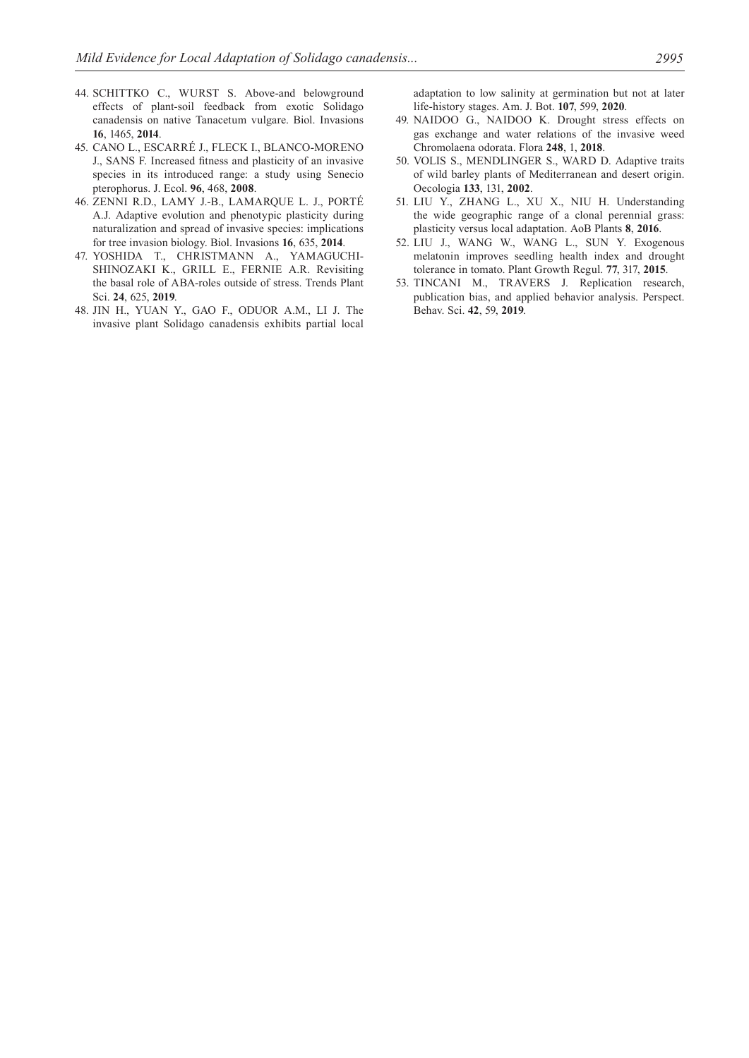44. SCHITTKO C., WURST S. Above-and belowground effects of plant-soil feedback from exotic Solidago canadensis on native Tanacetum vulgare. Biol. Invasions **16**, 1465, **2014**.
45. CANO L., ESCARRÉ J., FLECK I., BLANCO-MORENO J., SANS F. Increased fitness and plasticity of an invasive species in its introduced range: a study using Senecio pterophorus. J. Ecol. **96**, 468, **2008**.
46. ZENNI R.D., LAMY J.-B., LAMARQUE L. J., PORTÉ A.J. Adaptive evolution and phenotypic plasticity during naturalization and spread of invasive species: implications for tree invasion biology. Biol. Invasions **16**, 635, **2014**.
47. YOSHIDA T., CHRISTMANN A., YAMAGUCHI-SHINOZAKI K., GRILL E., FERNIE A.R. Revisiting the basal role of ABA-roles outside of stress. Trends Plant Sci. **24**, 625, **2019**.
48. JIN H., YUAN Y., GAO F., ODUOR A.M., LI J. The invasive plant Solidago canadensis exhibits partial local adaptation to low salinity at germination but not at later life-history stages. Am. J. Bot. **107**, 599, **2020**.
49. NAIDOO G., NAIDOO K. Drought stress effects on gas exchange and water relations of the invasive weed Chromolaena odorata. Flora **248**, 1, **2018**.
50. VOLIS S., MENDLINGER S., WARD D. Adaptive traits of wild barley plants of Mediterranean and desert origin. Oecologia **133**, 131, **2002**.
51. LIU Y., ZHANG L., XU X., NIU H. Understanding the wide geographic range of a clonal perennial grass: plasticity versus local adaptation. AoB Plants **8**, **2016**.
52. LIU J., WANG W., WANG L., SUN Y. Exogenous melatonin improves seedling health index and drought tolerance in tomato. Plant Growth Regul. **77**, 317, **2015**.
53. TINCANI M., TRAVERS J. Replication research, publication bias, and applied behavior analysis. Perspect. Behav. Sci. **42**, 59, **2019**.